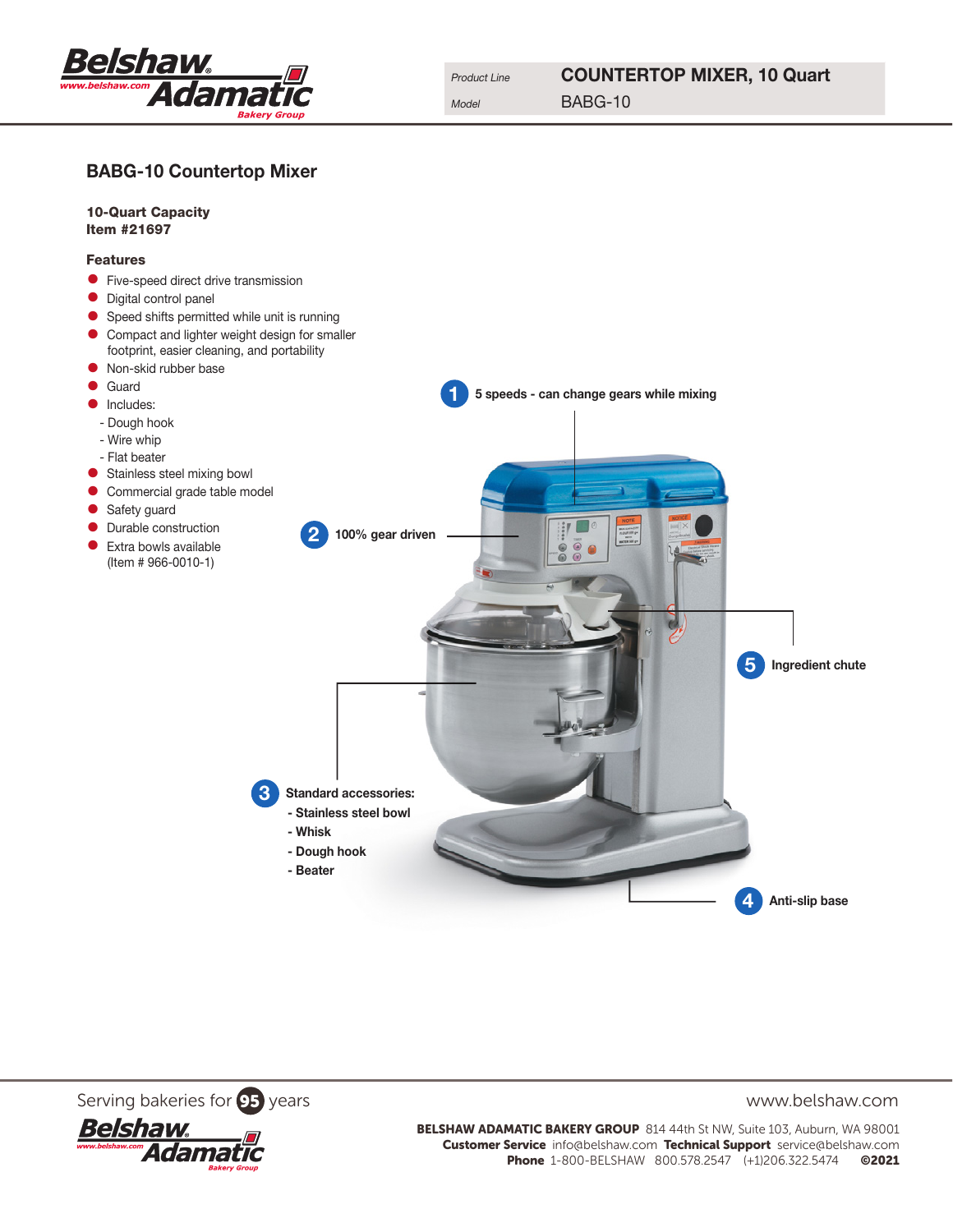| Product Line | COUNTERTOP MIXER, 10 Quart |
| --- | --- |
| Model | BABG-10 |

## BABG-10 Countertop Mixer

**10-Quart Capacity**
**Item #21697**

### Features

- Five-speed direct drive transmission
- Digital control panel
- Speed shifts permitted while unit is running
- Compact and lighter weight design for smaller footprint, easier cleaning, and portability
- Non-skid rubber base
- Guard
- Includes:
  - Dough hook
  - Wire whip
  - Flat beater
- Stainless steel mixing bowl
- Commercial grade table model
- Safety guard
- Durable construction
- Extra bowls available (Item # 966-0010-1)

1. **5 speeds - can change gears while mixing**
2. **100% gear driven**
3. **Standard accessories:**
   - **Stainless steel bowl**
   - **Whisk**
   - **Dough hook**
   - **Beater**
4. **Anti-slip base**
5. **Ingredient chute**

Serving bakeries for 95 years

www.belshaw.com

**BELSHAW ADAMATIC BAKERY GROUP** 814 44th St NW, Suite 103, Auburn, WA 98001
**Customer Service** info@belshaw.com **Technical Support** service@belshaw.com
**Phone** 1-800-BELSHAW 800.578.2547 (+1)206.322.5474 **©2021**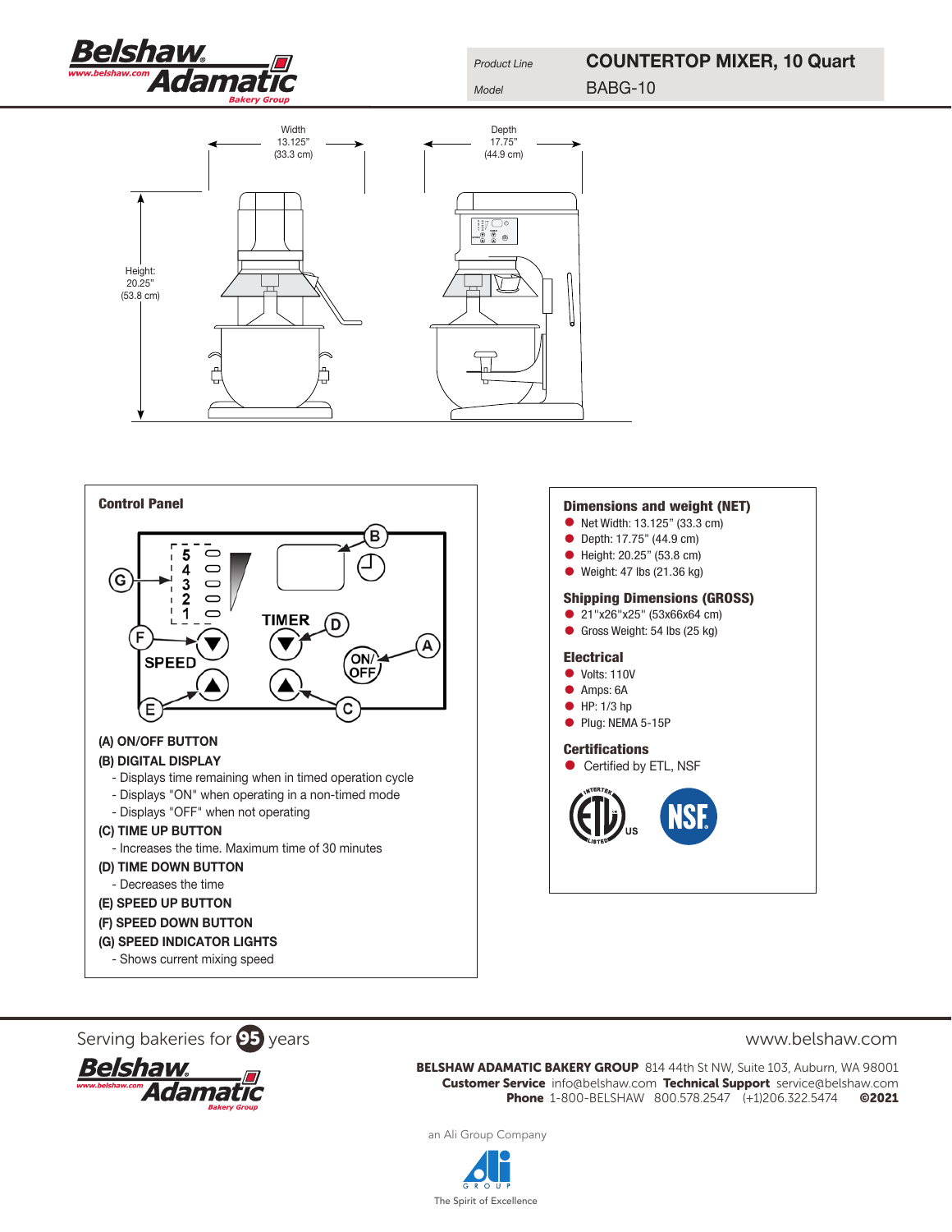| | |
|---|---|
| *Product Line* | **COUNTERTOP MIXER, 10 Quart** |
| *Model* | BABG-10 |

Width
13.125"
(33.3 cm)

Depth
17.75"
(44.9 cm)

Height:
20.25"
(53.8 cm)

## Control Panel

(A) ON/OFF BUTTON
(B) DIGITAL DISPLAY
- Displays time remaining when in timed operation cycle
- Displays "ON" when operating in a non-timed mode
- Displays "OFF" when not operating

(C) TIME UP BUTTON
- Increases the time. Maximum time of 30 minutes

(D) TIME DOWN BUTTON
- Decreases the time

(E) SPEED UP BUTTON
(F) SPEED DOWN BUTTON
(G) SPEED INDICATOR LIGHTS
- Shows current mixing speed

## Dimensions and weight (NET)

- Net Width: 13.125" (33.3 cm)
- Depth: 17.75" (44.9 cm)
- Height: 20.25" (53.8 cm)
- Weight: 47 lbs (21.36 kg)

## Shipping Dimensions (GROSS)

- 21"x26"x25" (53x66x64 cm)
- Gross Weight: 54 lbs (25 kg)

## Electrical

- Volts: 110V
- Amps: 6A
- HP: 1/3 hp
- Plug: NEMA 5-15P

## Certifications

- Certified by ETL, NSF

Serving bakeries for 95 years

www.belshaw.com

**BELSHAW ADAMATIC BAKERY GROUP** 814 44th St NW, Suite 103, Auburn, WA 98001
**Customer Service** info@belshaw.com **Technical Support** service@belshaw.com
**Phone** 1-800-BELSHAW 800.578.2547 (+1)206.322.5474 **©2021**

an Ali Group Company

The Spirit of Excellence